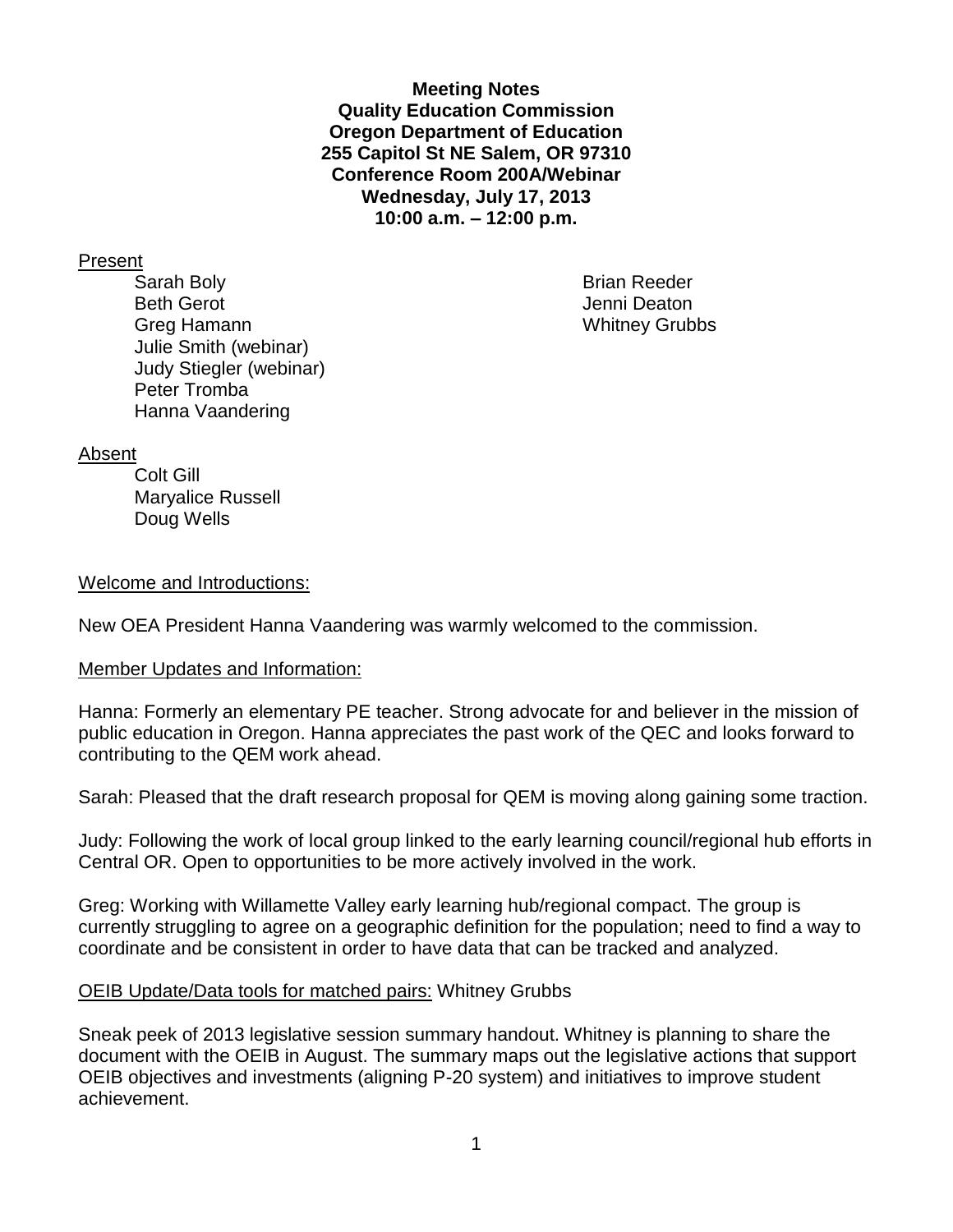**Meeting Notes**
**Quality Education Commission**
**Oregon Department of Education**
**255 Capitol St NE Salem, OR 97310**
**Conference Room 200A/Webinar**
**Wednesday, July 17, 2013**
**10:00 a.m. – 12:00 p.m.**

Present

- Sarah Boly
- Beth Gerot
- Greg Hamann
- Julie Smith (webinar)
- Judy Stiegler (webinar)
- Peter Tromba
- Hanna Vaandering
- Brian Reeder
- Jenni Deaton
- Whitney Grubbs

Absent

- Colt Gill
- Maryalice Russell
- Doug Wells

Welcome and Introductions:

New OEA President Hanna Vaandering was warmly welcomed to the commission.

Member Updates and Information:

Hanna: Formerly an elementary PE teacher. Strong advocate for and believer in the mission of public education in Oregon. Hanna appreciates the past work of the QEC and looks forward to contributing to the QEM work ahead.

Sarah: Pleased that the draft research proposal for QEM is moving along gaining some traction.

Judy: Following the work of local group linked to the early learning council/regional hub efforts in Central OR. Open to opportunities to be more actively involved in the work.

Greg: Working with Willamette Valley early learning hub/regional compact. The group is currently struggling to agree on a geographic definition for the population; need to find a way to coordinate and be consistent in order to have data that can be tracked and analyzed.

OEIB Update/Data tools for matched pairs: Whitney Grubbs

Sneak peek of 2013 legislative session summary handout. Whitney is planning to share the document with the OEIB in August. The summary maps out the legislative actions that support OEIB objectives and investments (aligning P-20 system) and initiatives to improve student achievement.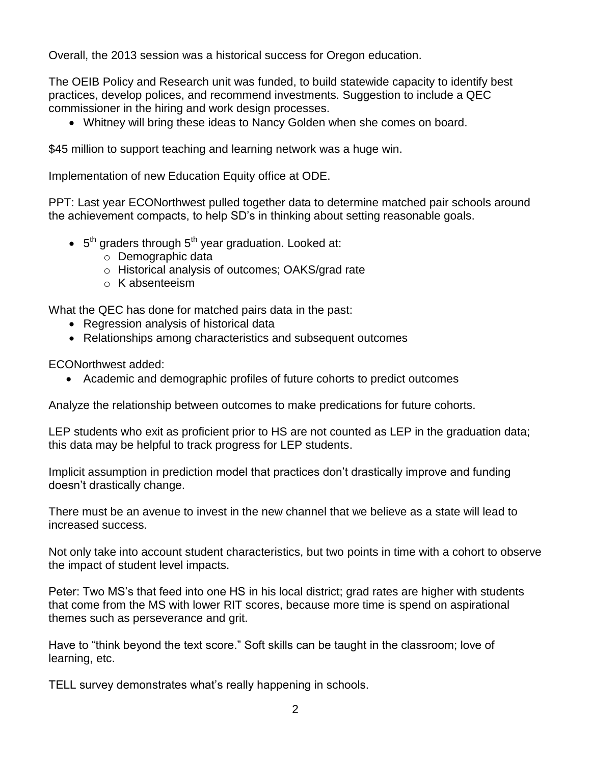Overall, the 2013 session was a historical success for Oregon education.

The OEIB Policy and Research unit was funded, to build statewide capacity to identify best practices, develop polices, and recommend investments. Suggestion to include a QEC commissioner in the hiring and work design processes.

- Whitney will bring these ideas to Nancy Golden when she comes on board.

$45 million to support teaching and learning network was a huge win.

Implementation of new Education Equity office at ODE.

PPT: Last year ECONorthwest pulled together data to determine matched pair schools around the achievement compacts, to help SD's in thinking about setting reasonable goals.

- 5th graders through 5th year graduation. Looked at:
    - Demographic data
    - Historical analysis of outcomes; OAKS/grad rate
    - K absenteeism

What the QEC has done for matched pairs data in the past:

- Regression analysis of historical data
- Relationships among characteristics and subsequent outcomes

ECONorthwest added:

- Academic and demographic profiles of future cohorts to predict outcomes

Analyze the relationship between outcomes to make predications for future cohorts.

LEP students who exit as proficient prior to HS are not counted as LEP in the graduation data; this data may be helpful to track progress for LEP students.

Implicit assumption in prediction model that practices don't drastically improve and funding doesn't drastically change.

There must be an avenue to invest in the new channel that we believe as a state will lead to increased success.

Not only take into account student characteristics, but two points in time with a cohort to observe the impact of student level impacts.

Peter: Two MS's that feed into one HS in his local district; grad rates are higher with students that come from the MS with lower RIT scores, because more time is spend on aspirational themes such as perseverance and grit.

Have to "think beyond the text score." Soft skills can be taught in the classroom; love of learning, etc.

TELL survey demonstrates what's really happening in schools.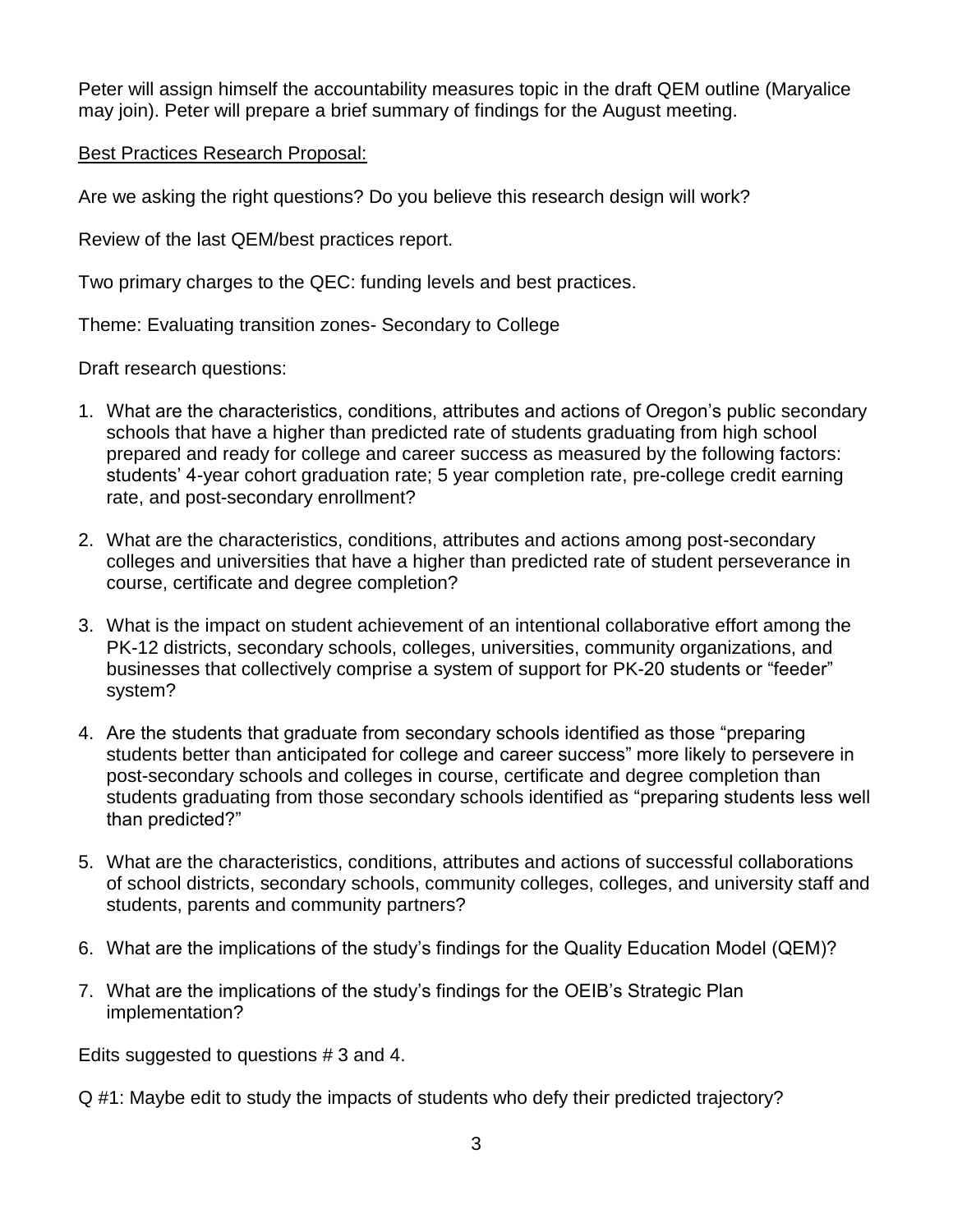Peter will assign himself the accountability measures topic in the draft QEM outline (Maryalice may join). Peter will prepare a brief summary of findings for the August meeting.

<u>Best Practices Research Proposal:</u>

Are we asking the right questions? Do you believe this research design will work?

Review of the last QEM/best practices report.

Two primary charges to the QEC: funding levels and best practices.

Theme: Evaluating transition zones- Secondary to College

Draft research questions:

1. What are the characteristics, conditions, attributes and actions of Oregon's public secondary schools that have a higher than predicted rate of students graduating from high school prepared and ready for college and career success as measured by the following factors: students' 4-year cohort graduation rate; 5 year completion rate, pre-college credit earning rate, and post-secondary enrollment?
2. What are the characteristics, conditions, attributes and actions among post-secondary colleges and universities that have a higher than predicted rate of student perseverance in course, certificate and degree completion?
3. What is the impact on student achievement of an intentional collaborative effort among the PK-12 districts, secondary schools, colleges, universities, community organizations, and businesses that collectively comprise a system of support for PK-20 students or "feeder" system?
4. Are the students that graduate from secondary schools identified as those "preparing students better than anticipated for college and career success" more likely to persevere in post-secondary schools and colleges in course, certificate and degree completion than students graduating from those secondary schools identified as "preparing students less well than predicted?"
5. What are the characteristics, conditions, attributes and actions of successful collaborations of school districts, secondary schools, community colleges, colleges, and university staff and students, parents and community partners?
6. What are the implications of the study's findings for the Quality Education Model (QEM)?
7. What are the implications of the study's findings for the OEIB's Strategic Plan implementation?

Edits suggested to questions # 3 and 4.

Q #1: Maybe edit to study the impacts of students who defy their predicted trajectory?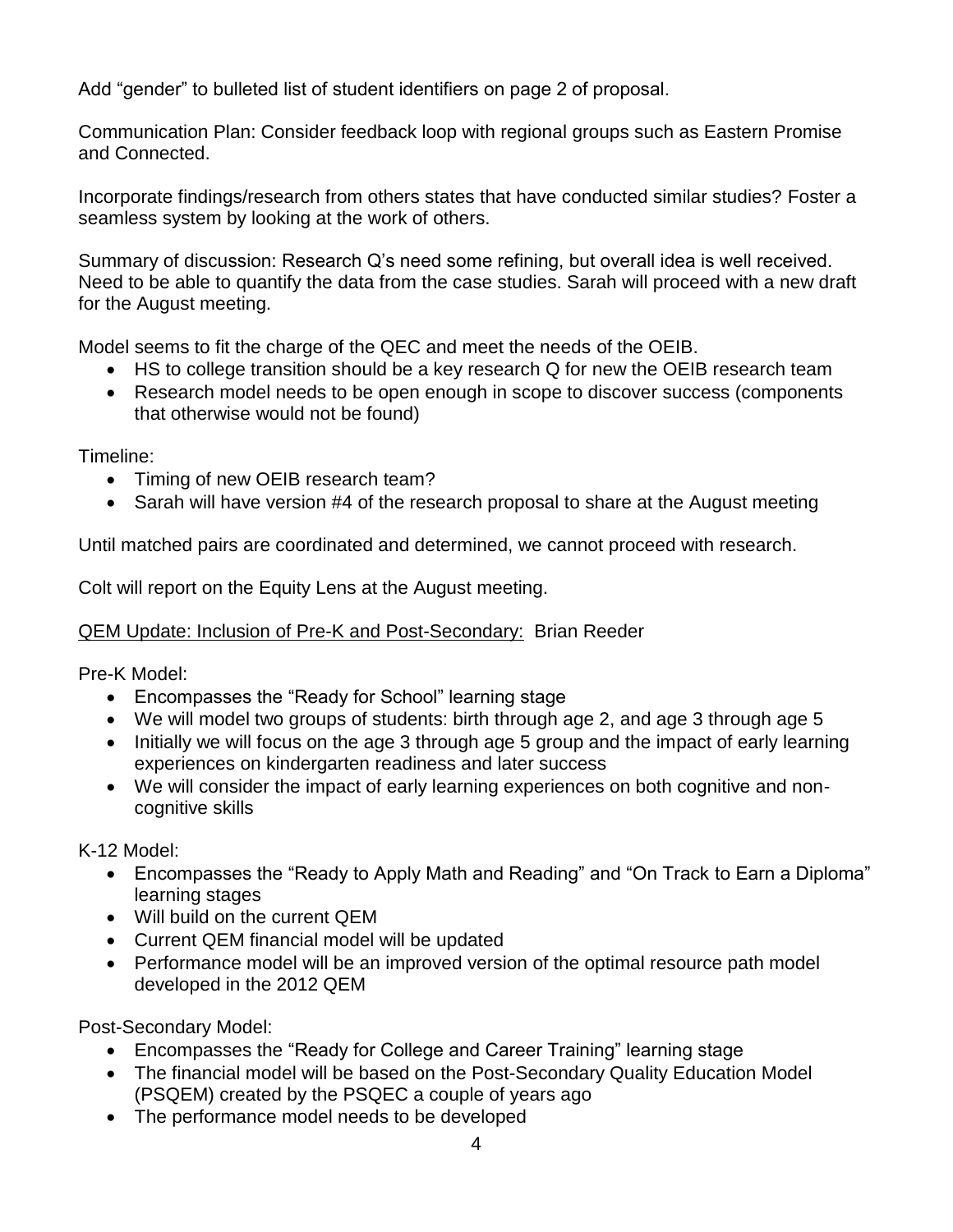Add “gender” to bulleted list of student identifiers on page 2 of proposal.

Communication Plan: Consider feedback loop with regional groups such as Eastern Promise and Connected.

Incorporate findings/research from others states that have conducted similar studies? Foster a seamless system by looking at the work of others.

Summary of discussion: Research Q’s need some refining, but overall idea is well received. Need to be able to quantify the data from the case studies. Sarah will proceed with a new draft for the August meeting.

Model seems to fit the charge of the QEC and meet the needs of the OEIB.

- HS to college transition should be a key research Q for new the OEIB research team
- Research model needs to be open enough in scope to discover success (components that otherwise would not be found)

Timeline:

- Timing of new OEIB research team?
- Sarah will have version #4 of the research proposal to share at the August meeting

Until matched pairs are coordinated and determined, we cannot proceed with research.

Colt will report on the Equity Lens at the August meeting.

<u>QEM Update: Inclusion of Pre-K and Post-Secondary:</u> Brian Reeder

Pre-K Model:

- Encompasses the “Ready for School” learning stage
- We will model two groups of students: birth through age 2, and age 3 through age 5
- Initially we will focus on the age 3 through age 5 group and the impact of early learning experiences on kindergarten readiness and later success
- We will consider the impact of early learning experiences on both cognitive and non-cognitive skills

K-12 Model:

- Encompasses the “Ready to Apply Math and Reading” and “On Track to Earn a Diploma” learning stages
- Will build on the current QEM
- Current QEM financial model will be updated
- Performance model will be an improved version of the optimal resource path model developed in the 2012 QEM

Post-Secondary Model:

- Encompasses the “Ready for College and Career Training” learning stage
- The financial model will be based on the Post-Secondary Quality Education Model (PSQEM) created by the PSQEC a couple of years ago
- The performance model needs to be developed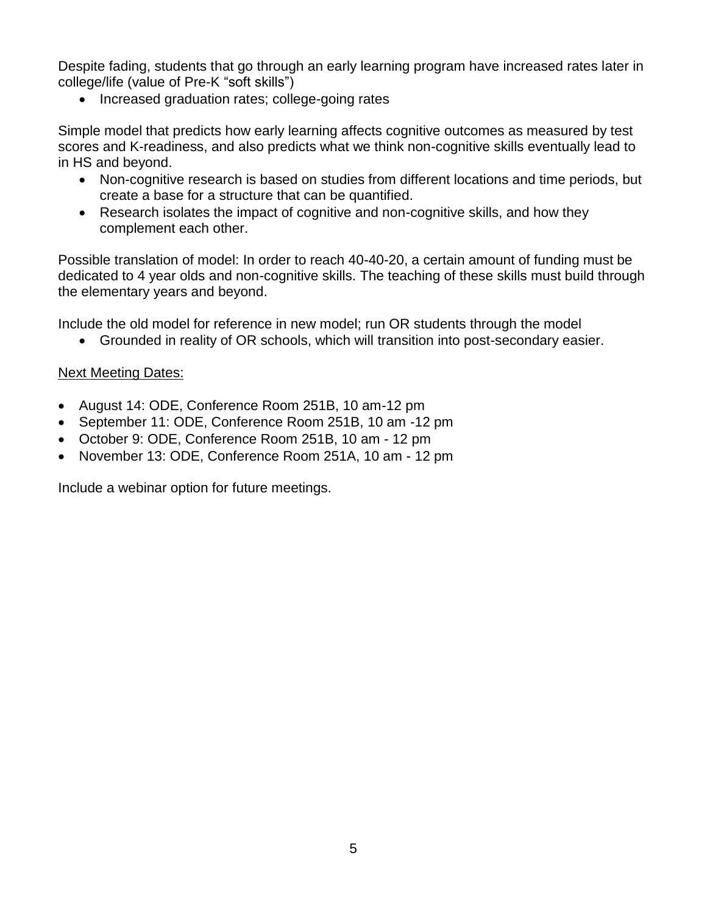Despite fading, students that go through an early learning program have increased rates later in college/life (value of Pre-K "soft skills")

- Increased graduation rates; college-going rates

Simple model that predicts how early learning affects cognitive outcomes as measured by test scores and K-readiness, and also predicts what we think non-cognitive skills eventually lead to in HS and beyond.

- Non-cognitive research is based on studies from different locations and time periods, but create a base for a structure that can be quantified.
- Research isolates the impact of cognitive and non-cognitive skills, and how they complement each other.

Possible translation of model: In order to reach 40-40-20, a certain amount of funding must be dedicated to 4 year olds and non-cognitive skills. The teaching of these skills must build through the elementary years and beyond.

Include the old model for reference in new model; run OR students through the model

- Grounded in reality of OR schools, which will transition into post-secondary easier.

<u>Next Meeting Dates:</u>

- August 14: ODE, Conference Room 251B, 10 am-12 pm
- September 11: ODE, Conference Room 251B, 10 am -12 pm
- October 9: ODE, Conference Room 251B, 10 am - 12 pm
- November 13: ODE, Conference Room 251A, 10 am - 12 pm

Include a webinar option for future meetings.